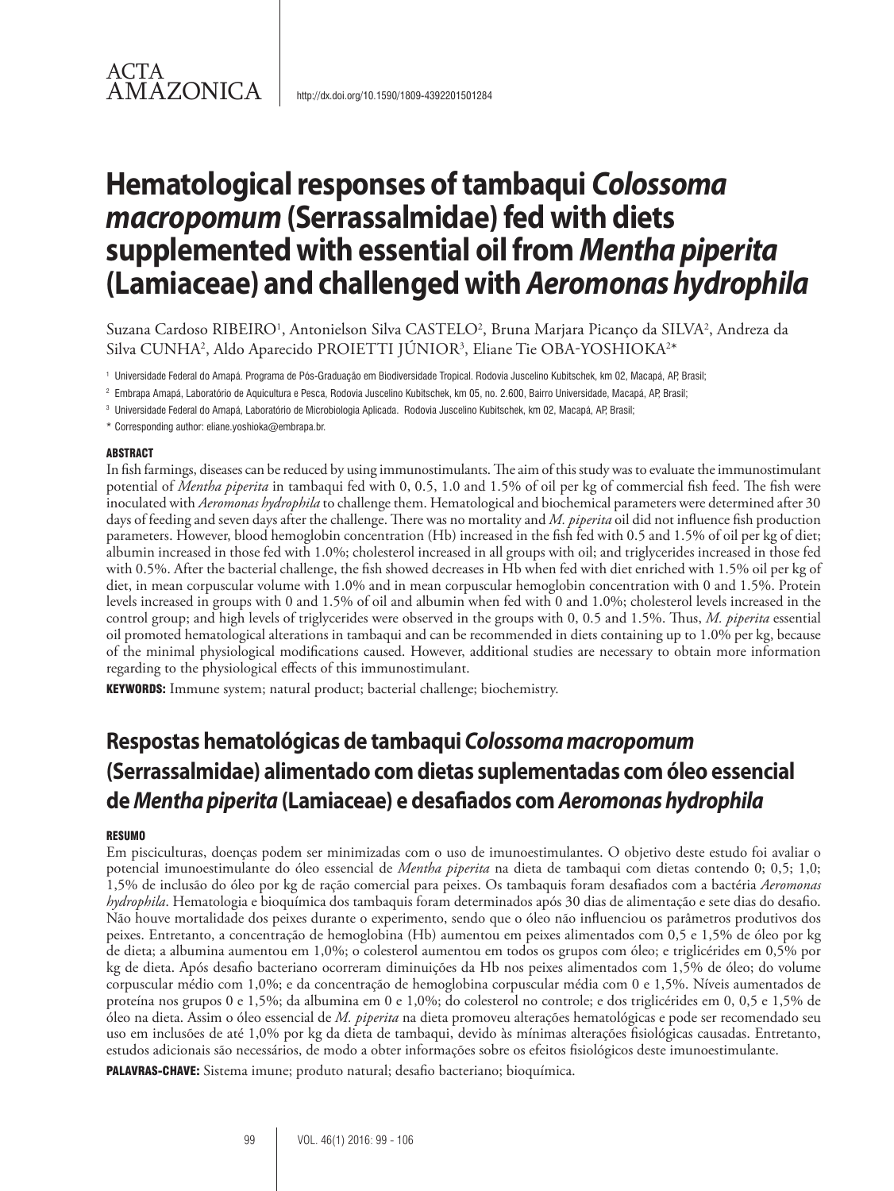ACTA AMAZONICA

http://dx.doi.org/10.1590/1809-4392201501284

# Hematological responses of tambaqui *Colossoma macropomum* (Serrassalmidae) fed with diets supplemented with essential oil from *Mentha piperita* (Lamiaceae) and challenged with *Aeromonas hydrophila*

Suzana Cardoso RIBEIRO[1], Antonielson Silva CASTELO[2], Bruna Marjara Picanço da SILVA[2], Andreza da Silva CUNHA[2], Aldo Aparecido PROIETTI JÚNIOR[3], Eliane Tie OBA-YOSHIOKA[2]*

[1] Universidade Federal do Amapá. Programa de Pós-Graduação em Biodiversidade Tropical. Rodovia Juscelino Kubitschek, km 02, Macapá, AP, Brasil;

[2] Embrapa Amapá, Laboratório de Aquicultura e Pesca, Rodovia Juscelino Kubitschek, km 05, no. 2.600, Bairro Universidade, Macapá, AP, Brasil;

[3] Universidade Federal do Amapá, Laboratório de Microbiologia Aplicada. Rodovia Juscelino Kubitschek, km 02, Macapá, AP, Brasil;

\* Corresponding author: eliane.yoshioka@embrapa.br.

## ABSTRACT

In fish farmings, diseases can be reduced by using immunostimulants. The aim of this study was to evaluate the immunostimulant potential of *Mentha piperita* in tambaqui fed with 0, 0.5, 1.0 and 1.5% of oil per kg of commercial fish feed. The fish were inoculated with *Aeromonas hydrophila* to challenge them. Hematological and biochemical parameters were determined after 30 days of feeding and seven days after the challenge. There was no mortality and *M. piperita* oil did not influence fish production parameters. However, blood hemoglobin concentration (Hb) increased in the fish fed with 0.5 and 1.5% of oil per kg of diet; albumin increased in those fed with 1.0%; cholesterol increased in all groups with oil; and triglycerides increased in those fed with 0.5%. After the bacterial challenge, the fish showed decreases in Hb when fed with diet enriched with 1.5% oil per kg of diet, in mean corpuscular volume with 1.0% and in mean corpuscular hemoglobin concentration with 0 and 1.5%. Protein levels increased in groups with 0 and 1.5% of oil and albumin when fed with 0 and 1.0%; cholesterol levels increased in the control group; and high levels of triglycerides were observed in the groups with 0, 0.5 and 1.5%. Thus, *M. piperita* essential oil promoted hematological alterations in tambaqui and can be recommended in diets containing up to 1.0% per kg, because of the minimal physiological modifications caused. However, additional studies are necessary to obtain more information regarding to the physiological effects of this immunostimulant.

**KEYWORDS:** Immune system; natural product; bacterial challenge; biochemistry.

# Respostas hematológicas de tambaqui *Colossoma macropomum* (Serrassalmidae) alimentado com dietas suplementadas com óleo essencial de *Mentha piperita* (Lamiaceae) e desafiados com *Aeromonas hydrophila*

## RESUMO

Em pisciculturas, doenças podem ser minimizadas com o uso de imunoestimulantes. O objetivo deste estudo foi avaliar o potencial imunoestimulante do óleo essencial de *Mentha piperita* na dieta de tambaqui com dietas contendo 0; 0,5; 1,0; 1,5% de inclusão do óleo por kg de ração comercial para peixes. Os tambaquis foram desafiados com a bactéria *Aeromonas hydrophila*. Hematologia e bioquímica dos tambaquis foram determinados após 30 dias de alimentação e sete dias do desafio. Não houve mortalidade dos peixes durante o experimento, sendo que o óleo não influenciou os parâmetros produtivos dos peixes. Entretanto, a concentração de hemoglobina (Hb) aumentou em peixes alimentados com 0,5 e 1,5% de óleo por kg de dieta; a albumina aumentou em 1,0%; o colesterol aumentou em todos os grupos com óleo; e triglicérides em 0,5% por kg de dieta. Após desafio bacteriano ocorreram diminuições da Hb nos peixes alimentados com 1,5% de óleo; do volume corpuscular médio com 1,0%; e da concentração de hemoglobina corpuscular média com 0 e 1,5%. Níveis aumentados de proteína nos grupos 0 e 1,5%; da albumina em 0 e 1,0%; do colesterol no controle; e dos triglicérides em 0, 0,5 e 1,5% de óleo na dieta. Assim o óleo essencial de *M. piperita* na dieta promoveu alterações hematológicas e pode ser recomendado seu uso em inclusões de até 1,0% por kg da dieta de tambaqui, devido às mínimas alterações fisiológicas causadas. Entretanto, estudos adicionais são necessários, de modo a obter informações sobre os efeitos fisiológicos deste imunoestimulante.

**PALAVRAS-CHAVE:** Sistema imune; produto natural; desafio bacteriano; bioquímica.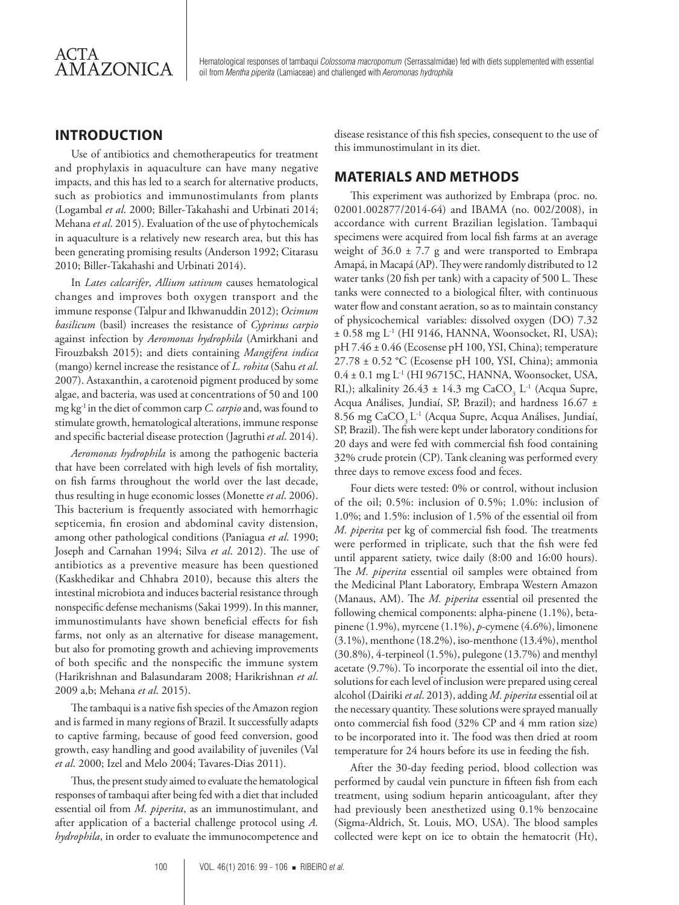## INTRODUCTION

Use of antibiotics and chemotherapeutics for treatment and prophylaxis in aquaculture can have many negative impacts, and this has led to a search for alternative products, such as probiotics and immunostimulants from plants (Logambal *et al*. 2000; Biller-Takahashi and Urbinati 2014; Mehana *et al*. 2015). Evaluation of the use of phytochemicals in aquaculture is a relatively new research area, but this has been generating promising results (Anderson 1992; Citarasu 2010; Biller-Takahashi and Urbinati 2014).

In *Lates calcarifer*, *Allium sativum* causes hematological changes and improves both oxygen transport and the immune response (Talpur and Ikhwanuddin 2012); *Ocimum basilicum* (basil) increases the resistance of *Cyprinus carpio* against infection by *Aeromonas hydrophila* (Amirkhani and Firouzbaksh 2015); and diets containing *Mangifera indica* (mango) kernel increase the resistance of *L. rohita* (Sahu *et al*. 2007). Astaxanthin, a carotenoid pigment produced by some algae, and bacteria, was used at concentrations of 50 and 100 mg kg$^{-1}$ in the diet of common carp *C. carpio* and, was found to stimulate growth, hematological alterations, immune response and specific bacterial disease protection (Jagruthi *et al*. 2014).

*Aeromonas hydrophila* is among the pathogenic bacteria that have been correlated with high levels of fish mortality, on fish farms throughout the world over the last decade, thus resulting in huge economic losses (Monette *et al*. 2006). This bacterium is frequently associated with hemorrhagic septicemia, fin erosion and abdominal cavity distension, among other pathological conditions (Paniagua *et al*. 1990; Joseph and Carnahan 1994; Silva *et al*. 2012). The use of antibiotics as a preventive measure has been questioned (Kaskhedikar and Chhabra 2010), because this alters the intestinal microbiota and induces bacterial resistance through nonspecific defense mechanisms (Sakai 1999). In this manner, immunostimulants have shown beneficial effects for fish farms, not only as an alternative for disease management, but also for promoting growth and achieving improvements of both specific and the nonspecific the immune system (Harikrishnan and Balasundaram 2008; Harikrishnan *et al*. 2009 a,b; Mehana *et al*. 2015).

The tambaqui is a native fish species of the Amazon region and is farmed in many regions of Brazil. It successfully adapts to captive farming, because of good feed conversion, good growth, easy handling and good availability of juveniles (Val *et al*. 2000; Izel and Melo 2004; Tavares-Dias 2011).

Thus, the present study aimed to evaluate the hematological responses of tambaqui after being fed with a diet that included essential oil from *M. piperita*, as an immunostimulant, and after application of a bacterial challenge protocol using *A. hydrophila*, in order to evaluate the immunocompetence and disease resistance of this fish species, consequent to the use of this immunostimulant in its diet.

## MATERIALS AND METHODS

This experiment was authorized by Embrapa (proc. no. 02001.002877/2014-64) and IBAMA (no. 002/2008), in accordance with current Brazilian legislation. Tambaqui specimens were acquired from local fish farms at an average weight of 36.0 ± 7.7 g and were transported to Embrapa Amapá, in Macapá (AP). They were randomly distributed to 12 water tanks (20 fish per tank) with a capacity of 500 L. These tanks were connected to a biological filter, with continuous water flow and constant aeration, so as to maintain constancy of physicochemical variables: dissolved oxygen (DO) 7.32 ± 0.58 mg L$^{-1}$ (HI 9146, HANNA, Woonsocket, RI, USA); pH 7.46 ± 0.46 (Ecosense pH 100, YSI, China); temperature 27.78 ± 0.52 °C (Ecosense pH 100, YSI, China); ammonia 0.4 ± 0.1 mg L$^{-1}$ (HI 96715C, HANNA, Woonsocket, USA, RI,); alkalinity 26.43 ± 14.3 mg $CaCO_3$ L$^{-1}$ (Acqua Supre, Acqua Análises, Jundiaí, SP, Brazil); and hardness 16.67 ± 8.56 mg $CaCO_3$ L$^{-1}$ (Acqua Supre, Acqua Análises, Jundiaí, SP, Brazil). The fish were kept under laboratory conditions for 20 days and were fed with commercial fish food containing 32% crude protein (CP). Tank cleaning was performed every three days to remove excess food and feces.

Four diets were tested: 0% or control, without inclusion of the oil; 0.5%: inclusion of 0.5%; 1.0%: inclusion of 1.0%; and 1.5%: inclusion of 1.5% of the essential oil from *M. piperita* per kg of commercial fish food. The treatments were performed in triplicate, such that the fish were fed until apparent satiety, twice daily (8:00 and 16:00 hours). The *M. piperita* essential oil samples were obtained from the Medicinal Plant Laboratory, Embrapa Western Amazon (Manaus, AM). The *M. piperita* essential oil presented the following chemical components: alpha-pinene (1.1%), beta-pinene (1.9%), myrcene (1.1%), *p*-cymene (4.6%), limonene (3.1%), menthone (18.2%), iso-menthone (13.4%), menthol (30.8%), 4-terpineol (1.5%), pulegone (13.7%) and menthyl acetate (9.7%). To incorporate the essential oil into the diet, solutions for each level of inclusion were prepared using cereal alcohol (Dairiki *et al*. 2013), adding *M. piperita* essential oil at the necessary quantity. These solutions were sprayed manually onto commercial fish food (32% CP and 4 mm ration size) to be incorporated into it. The food was then dried at room temperature for 24 hours before its use in feeding the fish.

After the 30-day feeding period, blood collection was performed by caudal vein puncture in fifteen fish from each treatment, using sodium heparin anticoagulant, after they had previously been anesthetized using 0.1% benzocaine (Sigma-Aldrich, St. Louis, MO, USA). The blood samples collected were kept on ice to obtain the hematocrit (Ht),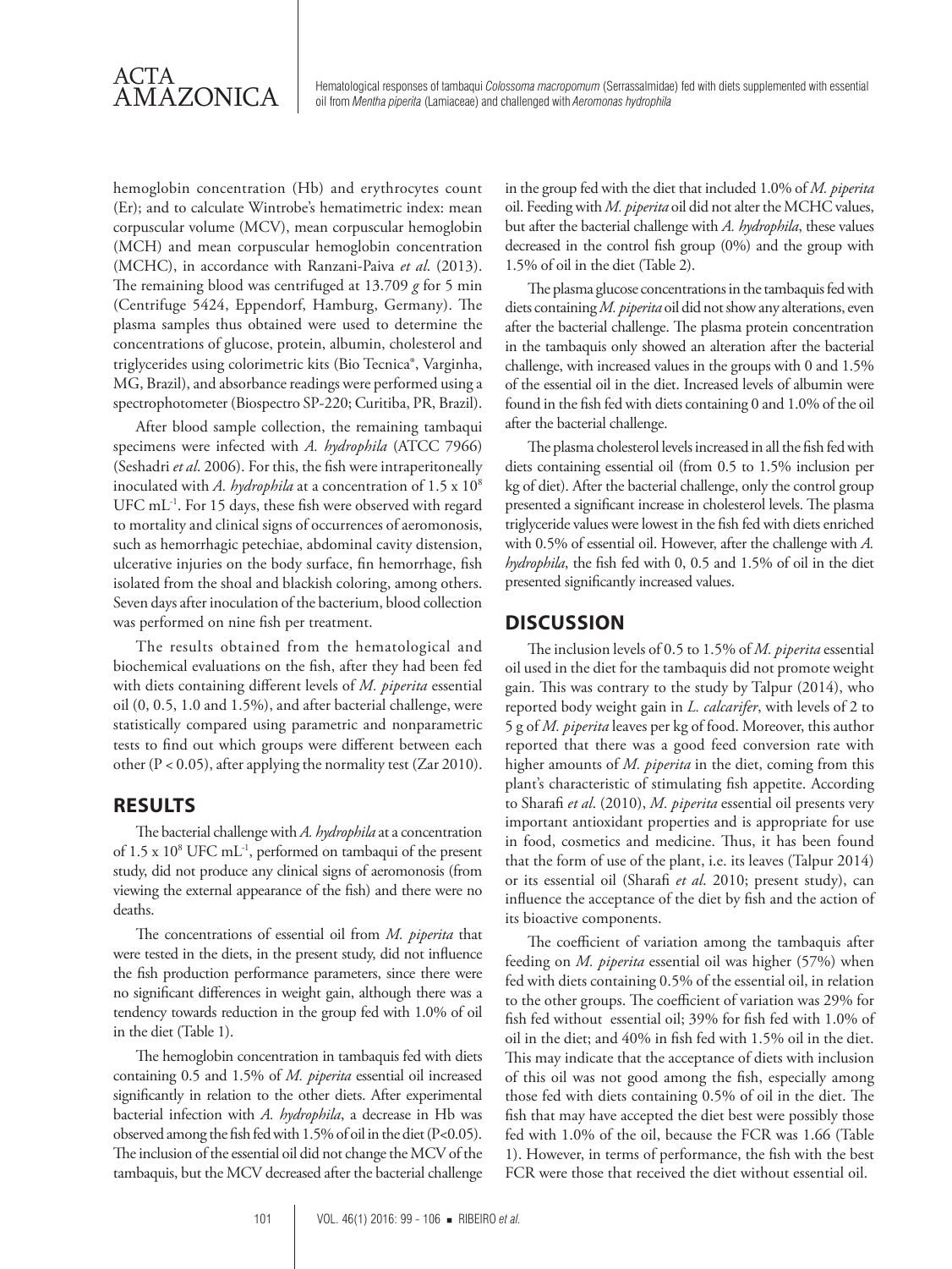hemoglobin concentration (Hb) and erythrocytes count (Er); and to calculate Wintrobe's hematimetric index: mean corpuscular volume (MCV), mean corpuscular hemoglobin (MCH) and mean corpuscular hemoglobin concentration (MCHC), in accordance with Ranzani-Paiva *et al*. (2013). The remaining blood was centrifuged at 13.709 *g* for 5 min (Centrifuge 5424, Eppendorf, Hamburg, Germany). The plasma samples thus obtained were used to determine the concentrations of glucose, protein, albumin, cholesterol and triglycerides using colorimetric kits (Bio Tecnica®, Varginha, MG, Brazil), and absorbance readings were performed using a spectrophotometer (Biospectro SP-220; Curitiba, PR, Brazil).

After blood sample collection, the remaining tambaqui specimens were infected with *A. hydrophila* (ATCC 7966) (Seshadri *et al*. 2006). For this, the fish were intraperitoneally inoculated with *A. hydrophila* at a concentration of $1.5 \times 10^8$ UFC $mL^{-1}$. For 15 days, these fish were observed with regard to mortality and clinical signs of occurrences of aeromonosis, such as hemorrhagic petechiae, abdominal cavity distension, ulcerative injuries on the body surface, fin hemorrhage, fish isolated from the shoal and blackish coloring, among others. Seven days after inoculation of the bacterium, blood collection was performed on nine fish per treatment.

The results obtained from the hematological and biochemical evaluations on the fish, after they had been fed with diets containing different levels of *M. piperita* essential oil (0, 0.5, 1.0 and 1.5%), and after bacterial challenge, were statistically compared using parametric and nonparametric tests to find out which groups were different between each other ($P < 0.05$), after applying the normality test (Zar 2010).

## RESULTS

The bacterial challenge with *A. hydrophila* at a concentration of $1.5 \times 10^8$ UFC $mL^{-1}$, performed on tambaqui of the present study, did not produce any clinical signs of aeromonosis (from viewing the external appearance of the fish) and there were no deaths.

The concentrations of essential oil from *M. piperita* that were tested in the diets, in the present study, did not influence the fish production performance parameters, since there were no significant differences in weight gain, although there was a tendency towards reduction in the group fed with 1.0% of oil in the diet (Table 1).

The hemoglobin concentration in tambaquis fed with diets containing 0.5 and 1.5% of *M. piperita* essential oil increased significantly in relation to the other diets. After experimental bacterial infection with *A. hydrophila*, a decrease in Hb was observed among the fish fed with 1.5% of oil in the diet ($P<0.05$). The inclusion of the essential oil did not change the MCV of the tambaquis, but the MCV decreased after the bacterial challenge in the group fed with the diet that included 1.0% of *M. piperita* oil. Feeding with *M. piperita* oil did not alter the MCHC values, but after the bacterial challenge with *A. hydrophila*, these values decreased in the control fish group (0%) and the group with 1.5% of oil in the diet (Table 2).

The plasma glucose concentrations in the tambaquis fed with diets containing *M. piperita* oil did not show any alterations, even after the bacterial challenge. The plasma protein concentration in the tambaquis only showed an alteration after the bacterial challenge, with increased values in the groups with 0 and 1.5% of the essential oil in the diet. Increased levels of albumin were found in the fish fed with diets containing 0 and 1.0% of the oil after the bacterial challenge.

The plasma cholesterol levels increased in all the fish fed with diets containing essential oil (from 0.5 to 1.5% inclusion per kg of diet). After the bacterial challenge, only the control group presented a significant increase in cholesterol levels. The plasma triglyceride values were lowest in the fish fed with diets enriched with 0.5% of essential oil. However, after the challenge with *A. hydrophila*, the fish fed with 0, 0.5 and 1.5% of oil in the diet presented significantly increased values.

## DISCUSSION

The inclusion levels of 0.5 to 1.5% of *M. piperita* essential oil used in the diet for the tambaquis did not promote weight gain. This was contrary to the study by Talpur (2014), who reported body weight gain in *L. calcarifer*, with levels of 2 to 5 g of *M. piperita* leaves per kg of food. Moreover, this author reported that there was a good feed conversion rate with higher amounts of *M. piperita* in the diet, coming from this plant's characteristic of stimulating fish appetite. According to Sharafi *et al*. (2010), *M. piperita* essential oil presents very important antioxidant properties and is appropriate for use in food, cosmetics and medicine. Thus, it has been found that the form of use of the plant, i.e. its leaves (Talpur 2014) or its essential oil (Sharafi *et al*. 2010; present study), can influence the acceptance of the diet by fish and the action of its bioactive components.

The coefficient of variation among the tambaquis after feeding on *M. piperita* essential oil was higher (57%) when fed with diets containing 0.5% of the essential oil, in relation to the other groups. The coefficient of variation was 29% for fish fed without essential oil; 39% for fish fed with 1.0% of oil in the diet; and 40% in fish fed with 1.5% oil in the diet. This may indicate that the acceptance of diets with inclusion of this oil was not good among the fish, especially among those fed with diets containing 0.5% of oil in the diet. The fish that may have accepted the diet best were possibly those fed with 1.0% of the oil, because the FCR was 1.66 (Table 1). However, in terms of performance, the fish with the best FCR were those that received the diet without essential oil.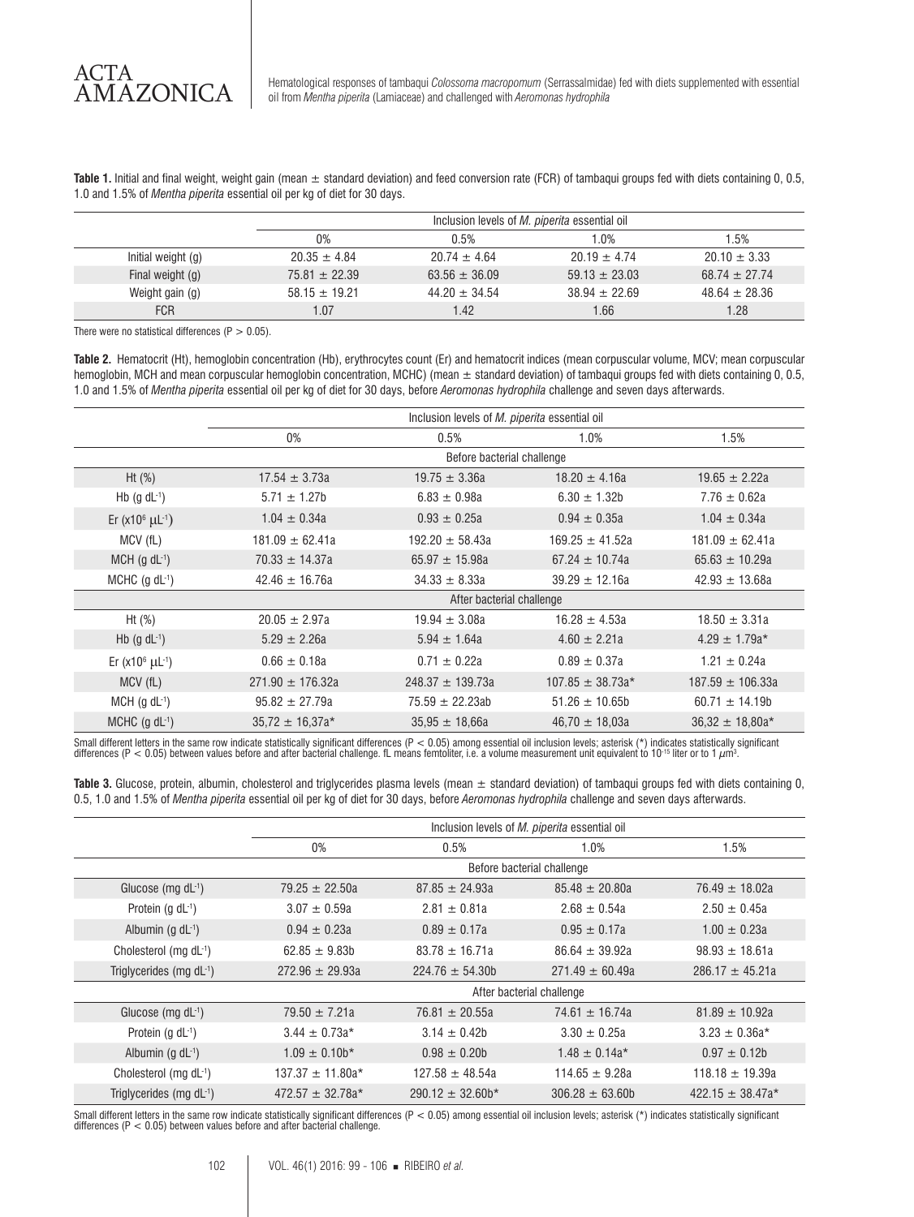**Table 1.** Initial and final weight, weight gain (mean ± standard deviation) and feed conversion rate (FCR) of tambaqui groups fed with diets containing 0, 0.5, 1.0 and 1.5% of *Mentha piperita* essential oil per kg of diet for 30 days.

| | Inclusion levels of *M. piperita* essential oil | | | |
|---|---|---|---|---|
| | 0% | 0.5% | 1.0% | 1.5% |
| Initial weight (g) | 20.35 ± 4.84 | 20.74 ± 4.64 | 20.19 ± 4.74 | 20.10 ± 3.33 |
| Final weight (g) | 75.81 ± 22.39 | 63.56 ± 36.09 | 59.13 ± 23.03 | 68.74 ± 27.74 |
| Weight gain (g) | 58.15 ± 19.21 | 44.20 ± 34.54 | 38.94 ± 22.69 | 48.64 ± 28.36 |
| FCR | 1.07 | 1.42 | 1.66 | 1.28 |

There were no statistical differences ($P > 0.05$).

**Table 2.** Hematocrit (Ht), hemoglobin concentration (Hb), erythrocytes count (Er) and hematocrit indices (mean corpuscular volume, MCV; mean corpuscular hemoglobin, MCH and mean corpuscular hemoglobin concentration, MCHC) (mean ± standard deviation) of tambaqui groups fed with diets containing 0, 0.5, 1.0 and 1.5% of *Mentha piperita* essential oil per kg of diet for 30 days, before *Aeromonas hydrophila* challenge and seven days afterwards.

| | Inclusion levels of *M. piperita* essential oil | | | |
|---|---|---|---|---|
| | 0% | 0.5% | 1.0% | 1.5% |
| | Before bacterial challenge | | | |
| Ht (%) | 17.54 ± 3.73a | 19.75 ± 3.36a | 18.20 ± 4.16a | 19.65 ± 2.22a |
| Hb (g $dL^{-1}$) | 5.71 ± 1.27b | 6.83 ± 0.98a | 6.30 ± 1.32b | 7.76 ± 0.62a |
| Er ($x10^6$ $\mu L^{-1}$) | 1.04 ± 0.34a | 0.93 ± 0.25a | 0.94 ± 0.35a | 1.04 ± 0.34a |
| MCV (fL) | 181.09 ± 62.41a | 192.20 ± 58.43a | 169.25 ± 41.52a | 181.09 ± 62.41a |
| MCH (g $dL^{-1}$) | 70.33 ± 14.37a | 65.97 ± 15.98a | 67.24 ± 10.74a | 65.63 ± 10.29a |
| MCHC (g $dL^{-1}$) | 42.46 ± 16.76a | 34.33 ± 8.33a | 39.29 ± 12.16a | 42.93 ± 13.68a |
| | After bacterial challenge | | | |
| Ht (%) | 20.05 ± 2.97a | 19.94 ± 3.08a | 16.28 ± 4.53a | 18.50 ± 3.31a |
| Hb (g $dL^{-1}$) | 5.29 ± 2.26a | 5.94 ± 1.64a | 4.60 ± 2.21a | 4.29 ± 1.79a* |
| Er ($x10^6$ $\mu L^{-1}$) | 0.66 ± 0.18a | 0.71 ± 0.22a | 0.89 ± 0.37a | 1.21 ± 0.24a |
| MCV (fL) | 271.90 ± 176.32a | 248.37 ± 139.73a | 107.85 ± 38.73a* | 187.59 ± 106.33a |
| MCH (g $dL^{-1}$) | 95.82 ± 27.79a | 75.59 ± 22.23ab | 51.26 ± 10.65b | 60.71 ± 14.19b |
| MCHC (g $dL^{-1}$) | 35,72 ± 16,37a* | 35,95 ± 18,66a | 46,70 ± 18,03a | 36,32 ± 18,80a* |

Small different letters in the same row indicate statistically significant differences ($P < 0.05$) among essential oil inclusion levels; asterisk (*) indicates statistically significant differences ($P < 0.05$) between values before and after bacterial challenge. fL means femtoliter, i.e. a volume measurement unit equivalent to $10^{-15}$ liter or to 1 $\mu m^3$.

**Table 3.** Glucose, protein, albumin, cholesterol and triglycerides plasma levels (mean ± standard deviation) of tambaqui groups fed with diets containing 0, 0.5, 1.0 and 1.5% of *Mentha piperita* essential oil per kg of diet for 30 days, before *Aeromonas hydrophila* challenge and seven days afterwards.

| | Inclusion levels of *M. piperita* essential oil | | | |
|---|---|---|---|---|
| | 0% | 0.5% | 1.0% | 1.5% |
| | Before bacterial challenge | | | |
| Glucose (mg $dL^{-1}$) | 79.25 ± 22.50a | 87.85 ± 24.93a | 85.48 ± 20.80a | 76.49 ± 18.02a |
| Protein (g $dL^{-1}$) | 3.07 ± 0.59a | 2.81 ± 0.81a | 2.68 ± 0.54a | 2.50 ± 0.45a |
| Albumin (g $dL^{-1}$) | 0.94 ± 0.23a | 0.89 ± 0.17a | 0.95 ± 0.17a | 1.00 ± 0.23a |
| Cholesterol (mg $dL^{-1}$) | 62.85 ± 9.83b | 83.78 ± 16.71a | 86.64 ± 39.92a | 98.93 ± 18.61a |
| Triglycerides (mg $dL^{-1}$) | 272.96 ± 29.93a | 224.76 ± 54.30b | 271.49 ± 60.49a | 286.17 ± 45.21a |
| | After bacterial challenge | | | |
| Glucose (mg $dL^{-1}$) | 79.50 ± 7.21a | 76.81 ± 20.55a | 74.61 ± 16.74a | 81.89 ± 10.92a |
| Protein (g $dL^{-1}$) | 3.44 ± 0.73a* | 3.14 ± 0.42b | 3.30 ± 0.25a | 3.23 ± 0.36a* |
| Albumin (g $dL^{-1}$) | 1.09 ± 0.10b* | 0.98 ± 0.20b | 1.48 ± 0.14a* | 0.97 ± 0.12b |
| Cholesterol (mg $dL^{-1}$) | 137.37 ± 11.80a* | 127.58 ± 48.54a | 114.65 ± 9.28a | 118.18 ± 19.39a |
| Triglycerides (mg $dL^{-1}$) | 472.57 ± 32.78a* | 290.12 ± 32.60b* | 306.28 ± 63.60b | 422.15 ± 38.47a* |

Small different letters in the same row indicate statistically significant differences ($P < 0.05$) among essential oil inclusion levels; asterisk (*) indicates statistically significant differences ($P < 0.05$) between values before and after bacterial challenge.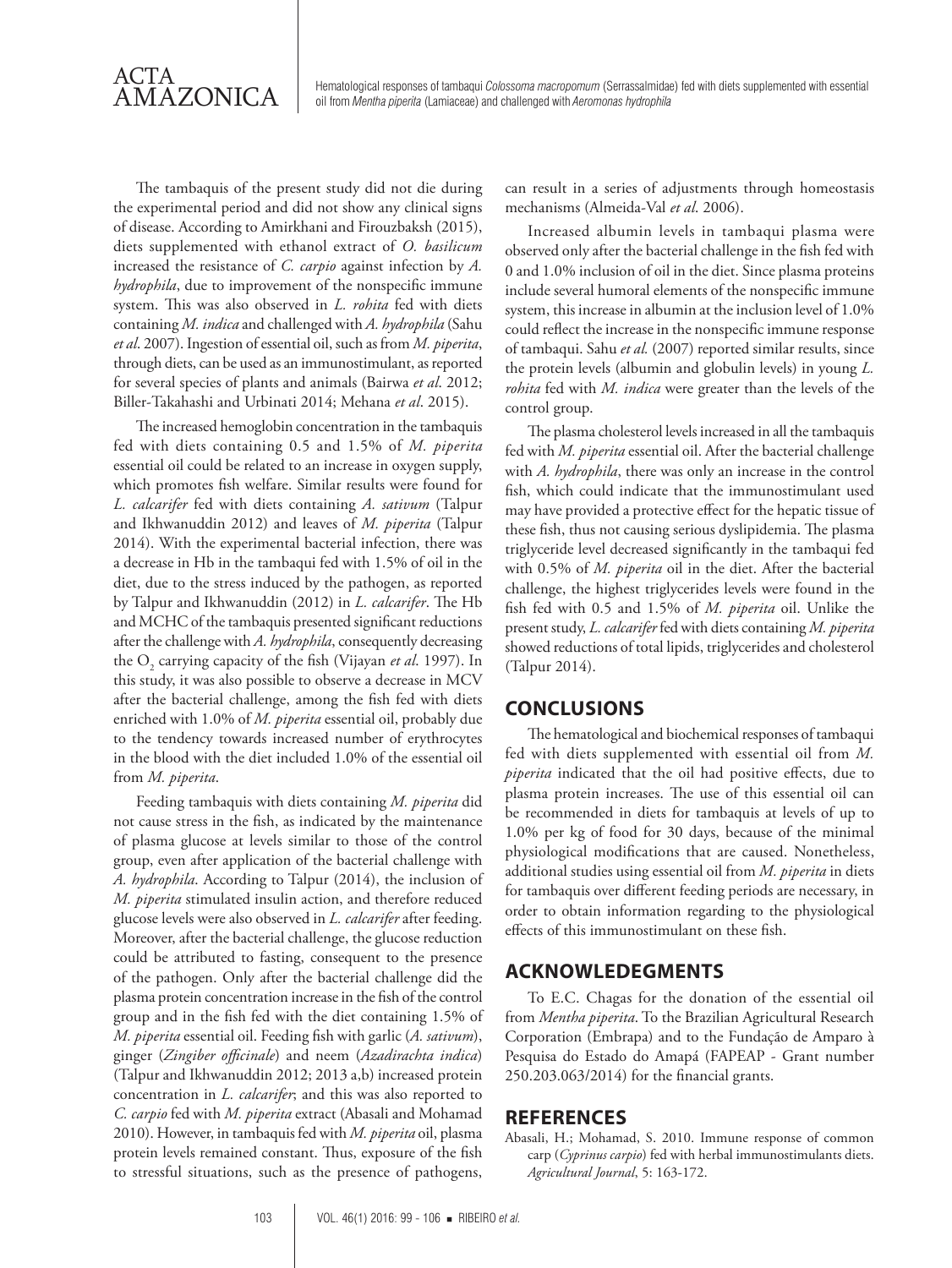The tambaquis of the present study did not die during the experimental period and did not show any clinical signs of disease. According to Amirkhani and Firouzbaksh (2015), diets supplemented with ethanol extract of *O. basilicum* increased the resistance of *C. carpio* against infection by *A. hydrophila*, due to improvement of the nonspecific immune system. This was also observed in *L. rohita* fed with diets containing *M. indica* and challenged with *A. hydrophila* (Sahu *et al*. 2007). Ingestion of essential oil, such as from *M. piperita*, through diets, can be used as an immunostimulant, as reported for several species of plants and animals (Bairwa *et al*. 2012; Biller-Takahashi and Urbinati 2014; Mehana *et al*. 2015).

The increased hemoglobin concentration in the tambaquis fed with diets containing 0.5 and 1.5% of *M. piperita* essential oil could be related to an increase in oxygen supply, which promotes fish welfare. Similar results were found for *L. calcarifer* fed with diets containing *A. sativum* (Talpur and Ikhwanuddin 2012) and leaves of *M. piperita* (Talpur 2014). With the experimental bacterial infection, there was a decrease in Hb in the tambaqui fed with 1.5% of oil in the diet, due to the stress induced by the pathogen, as reported by Talpur and Ikhwanuddin (2012) in *L. calcarifer*. The Hb and MCHC of the tambaquis presented significant reductions after the challenge with *A. hydrophila*, consequently decreasing the $O_2$ carrying capacity of the fish (Vijayan *et al*. 1997). In this study, it was also possible to observe a decrease in MCV after the bacterial challenge, among the fish fed with diets enriched with 1.0% of *M. piperita* essential oil, probably due to the tendency towards increased number of erythrocytes in the blood with the diet included 1.0% of the essential oil from *M. piperita*.

Feeding tambaquis with diets containing *M. piperita* did not cause stress in the fish, as indicated by the maintenance of plasma glucose at levels similar to those of the control group, even after application of the bacterial challenge with *A. hydrophila*. According to Talpur (2014), the inclusion of *M. piperita* stimulated insulin action, and therefore reduced glucose levels were also observed in *L. calcarifer* after feeding. Moreover, after the bacterial challenge, the glucose reduction could be attributed to fasting, consequent to the presence of the pathogen. Only after the bacterial challenge did the plasma protein concentration increase in the fish of the control group and in the fish fed with the diet containing 1.5% of *M. piperita* essential oil. Feeding fish with garlic (*A. sativum*), ginger (*Zingiber officinale*) and neem (*Azadirachta indica*) (Talpur and Ikhwanuddin 2012; 2013 a,b) increased protein concentration in *L. calcarifer*; and this was also reported to *C. carpio* fed with *M. piperita* extract (Abasali and Mohamad 2010). However, in tambaquis fed with *M. piperita* oil, plasma protein levels remained constant. Thus, exposure of the fish to stressful situations, such as the presence of pathogens, can result in a series of adjustments through homeostasis mechanisms (Almeida-Val *et al*. 2006).

Increased albumin levels in tambaqui plasma were observed only after the bacterial challenge in the fish fed with 0 and 1.0% inclusion of oil in the diet. Since plasma proteins include several humoral elements of the nonspecific immune system, this increase in albumin at the inclusion level of 1.0% could reflect the increase in the nonspecific immune response of tambaqui. Sahu *et al.* (2007) reported similar results, since the protein levels (albumin and globulin levels) in young *L. rohita* fed with *M. indica* were greater than the levels of the control group.

The plasma cholesterol levels increased in all the tambaquis fed with *M. piperita* essential oil. After the bacterial challenge with *A. hydrophila*, there was only an increase in the control fish, which could indicate that the immunostimulant used may have provided a protective effect for the hepatic tissue of these fish, thus not causing serious dyslipidemia. The plasma triglyceride level decreased significantly in the tambaqui fed with 0.5% of *M. piperita* oil in the diet. After the bacterial challenge, the highest triglycerides levels were found in the fish fed with 0.5 and 1.5% of *M. piperita* oil. Unlike the present study, *L. calcarifer* fed with diets containing *M. piperita* showed reductions of total lipids, triglycerides and cholesterol (Talpur 2014).

## CONCLUSIONS

The hematological and biochemical responses of tambaqui fed with diets supplemented with essential oil from *M. piperita* indicated that the oil had positive effects, due to plasma protein increases. The use of this essential oil can be recommended in diets for tambaquis at levels of up to 1.0% per kg of food for 30 days, because of the minimal physiological modifications that are caused. Nonetheless, additional studies using essential oil from *M. piperita* in diets for tambaquis over different feeding periods are necessary, in order to obtain information regarding to the physiological effects of this immunostimulant on these fish.

## ACKNOWLEDGMENTS

To E.C. Chagas for the donation of the essential oil from *Mentha piperita*. To the Brazilian Agricultural Research Corporation (Embrapa) and to the Fundação de Amparo à Pesquisa do Estado do Amapá (FAPEAP - Grant number 250.203.063/2014) for the financial grants.

## REFERENCES

Abasali, H.; Mohamad, S. 2010. Immune response of common carp (*Cyprinus carpio*) fed with herbal immunostimulants diets. *Agricultural Journal*, 5: 163-172.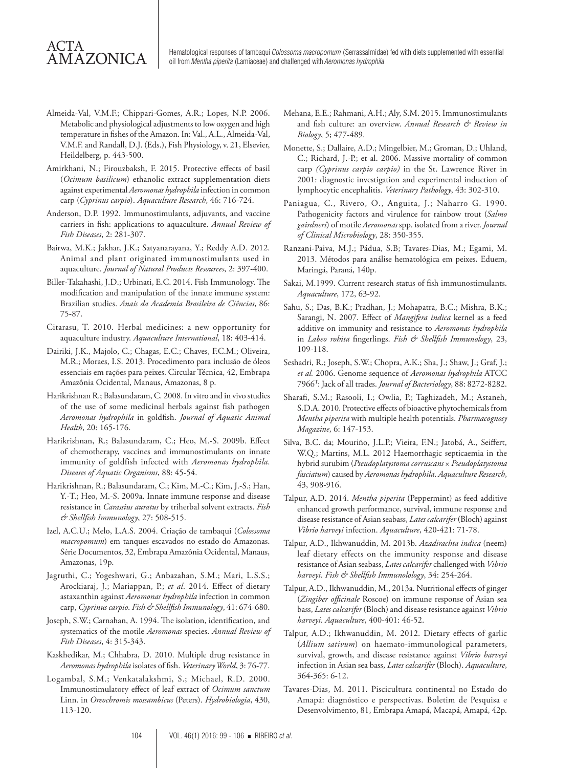Almeida-Val, V.M.F.; Chippari-Gomes, A.R.; Lopes, N.P. 2006. Metabolic and physiological adjustments to low oxygen and high temperature in fishes of the Amazon. In: Val., A.L., Almeida-Val, V.M.F. and Randall, D.J. (Eds.), Fish Physiology, v. 21, Elsevier, Heildelberg, p. 443-500.

Amirkhani, N.; Firouzbaksh, F. 2015. Protective effects of basil (*Ocimum basilicum*) ethanolic extract supplementation diets against experimental *Aeromonas hydrophila* infection in common carp (*Cyprinus carpio*). *Aquaculture Research*, 46: 716-724.

Anderson, D.P. 1992. Immunostimulants, adjuvants, and vaccine carriers in fish: applications to aquaculture. *Annual Review of Fish Diseases*, 2: 281-307.

Bairwa, M.K.; Jakhar, J.K.; Satyanarayana, Y.; Reddy A.D. 2012. Animal and plant originated immunostimulants used in aquaculture. *Journal of Natural Products Resources*, 2: 397-400.

Biller-Takahashi, J.D.; Urbinati, E.C. 2014. Fish Immunology. The modification and manipulation of the innate immune system: Brazilian studies. *Anais da Academia Brasileira de Ciências*, 86: 75-87.

Citarasu, T. 2010. Herbal medicines: a new opportunity for aquaculture industry. *Aquaculture International*, 18: 403-414.

Dairiki, J.K., Majolo, C.; Chagas, E.C.; Chaves, F.C.M.; Oliveira, M.R.; Moraes, I.S. 2013. Procedimento para inclusão de óleos essenciais em rações para peixes. Circular Técnica, 42, Embrapa Amazônia Ocidental, Manaus, Amazonas, 8 p.

Harikrishnan R.; Balasundaram, C. 2008. In vitro and in vivo studies of the use of some medicinal herbals against fish pathogen *Aeromonas hydrophila* in goldfish. *Journal of Aquatic Animal Health*, 20: 165-176.

Harikrishnan, R.; Balasundaram, C.; Heo, M.-S. 2009b. Effect of chemotherapy, vaccines and immunostimulants on innate immunity of goldfish infected with *Aeromonas hydrophila*. *Diseases of Aquatic Organisms*, 88: 45-54.

Harikrishnan, R.; Balasundaram, C.; Kim, M.-C.; Kim, J.-S.; Han, Y.-T.; Heo, M.-S. 2009a. Innate immune response and disease resistance in *Carassius auratus* by triherbal solvent extracts. *Fish & Shellfish Immunology*, 27: 508-515.

Izel, A.C.U.; Melo, L.A.S. 2004. Criação de tambaqui (*Colossoma macropomum*) em tanques escavados no estado do Amazonas. Série Documentos, 32, Embrapa Amazônia Ocidental, Manaus, Amazonas, 19p.

Jagruthi, C.; Yogeshwari, G.; Anbazahan, S.M.; Mari, L.S.S.; Arockiaraj, J.; Mariappan, P.; *et al*. 2014. Effect of dietary astaxanthin against *Aeromonas hydrophila* infection in common carp, *Cyprinus carpio*. *Fish & Shellfish Immunology*, 41: 674-680.

Joseph, S.W.; Carnahan, A. 1994. The isolation, identification, and systematics of the motile *Aeromonas* species. *Annual Review of Fish Diseases*, 4: 315-343.

Kaskhedikar, M.; Chhabra, D. 2010. Multiple drug resistance in *Aeromonas hydrophila* isolates of fish. *Veterinary World*, 3: 76-77.

Logambal, S.M.; Venkatalakshmi, S.; Michael, R.D. 2000. Immunostimulatory effect of leaf extract of *Ocimum sanctum* Linn. in *Oreochromis mossambicus* (Peters). *Hydrobiologia*, 430, 113-120.

Mehana, E.E.; Rahmani, A.H.; Aly, S.M. 2015. Immunostimulants and fish culture: an overview. *Annual Research & Review in Biology*, 5; 477-489.

Monette, S.; Dallaire, A.D.; Mingelbier, M.; Groman, D.; Uhland, C.; Richard, J.-P.; et al. 2006. Massive mortality of common carp *(Cyprinus carpio carpio)* in the St. Lawrence River in 2001: diagnostic investigation and experimental induction of lymphocytic encephalitis. *Veterinary Pathology*, 43: 302-310.

Paniagua, C., Rivero, O., Anguita, J.; Naharro G. 1990. Pathogenicity factors and virulence for rainbow trout (*Salmo gairdneri*) of motile *Aeromonas* spp. isolated from a river. *Journal of Clinical Microbiology*, 28: 350-355.

Ranzani-Paiva, M.J.; Pádua, S.B; Tavares-Dias, M.; Egami, M. 2013. Métodos para análise hematológica em peixes. Eduem, Maringá, Paraná, 140p.

Sakai, M.1999. Current research status of fish immunostimulants. *Aquaculture*, 172, 63-92.

Sahu, S.; Das, B.K.; Pradhan, J.; Mohapatra, B.C.; Mishra, B.K.; Sarangi, N. 2007. Effect of *Mangifera indica* kernel as a feed additive on immunity and resistance to *Aeromonas hydrophila* in *Labeo rohita* fingerlings. *Fish & Shellfish Immunology*, 23, 109-118.

Seshadri, R.; Joseph, S.W.; Chopra, A.K.; Sha, J.; Shaw, J.; Graf, J.; *et al.* 2006. Genome sequence of *Aeromonas hydrophila* ATCC 7966[T]: Jack of all trades. *Journal of Bacteriology*, 88: 8272-8282.

Sharafi, S.M.; Rasooli, I.; Owlia, P.; Taghizadeh, M.; Astaneh, S.D.A. 2010. Protective effects of bioactive phytochemicals from *Mentha piperita* with multiple health potentials. *Pharmacognosy Magazine*, 6: 147-153.

Silva, B.C. da; Mouriño, J.L.P.; Vieira, F.N.; Jatobá, A., Seiffert, W.Q.; Martins, M.L. 2012 Haemorrhagic septicaemia in the hybrid surubim (*Pseudoplatystoma corruscans* × *Pseudoplatystoma fasciatum*) caused by *Aeromonas hydrophila*. *Aquaculture Research*, 43, 908-916.

Talpur, A.D. 2014. *Mentha piperita* (Peppermint) as feed additive enhanced growth performance, survival, immune response and disease resistance of Asian seabass, *Lates calcarifer* (Bloch) against *Vibrio harveyi* infection. *Aquaculture*, 420-421: 71-78.

Talpur, A.D., Ikhwanuddin, M. 2013b. *Azadirachta indica* (neem) leaf dietary effects on the immunity response and disease resistance of Asian seabass, *Lates calcarifer* challenged with *Vibrio harveyi*. *Fish & Shellfish Immunolology*, 34: 254-264.

Talpur, A.D., Ikhwanuddin, M., 2013a. Nutritional effects of ginger (*Zingiber officinale* Roscoe) on immune response of Asian sea bass, *Lates calcarifer* (Bloch) and disease resistance against *Vibrio harveyi*. *Aquaculture*, 400-401: 46-52.

Talpur, A.D.; Ikhwanuddin, M. 2012. Dietary effects of garlic (*Allium sativum*) on haemato-immunological parameters, survival, growth, and disease resistance against *Vibrio harveyi* infection in Asian sea bass, *Lates calcarifer* (Bloch). *Aquaculture*, 364-365: 6-12.

Tavares-Dias, M. 2011. Piscicultura continental no Estado do Amapá: diagnóstico e perspectivas. Boletim de Pesquisa e Desenvolvimento, 81, Embrapa Amapá, Macapá, Amapá, 42p.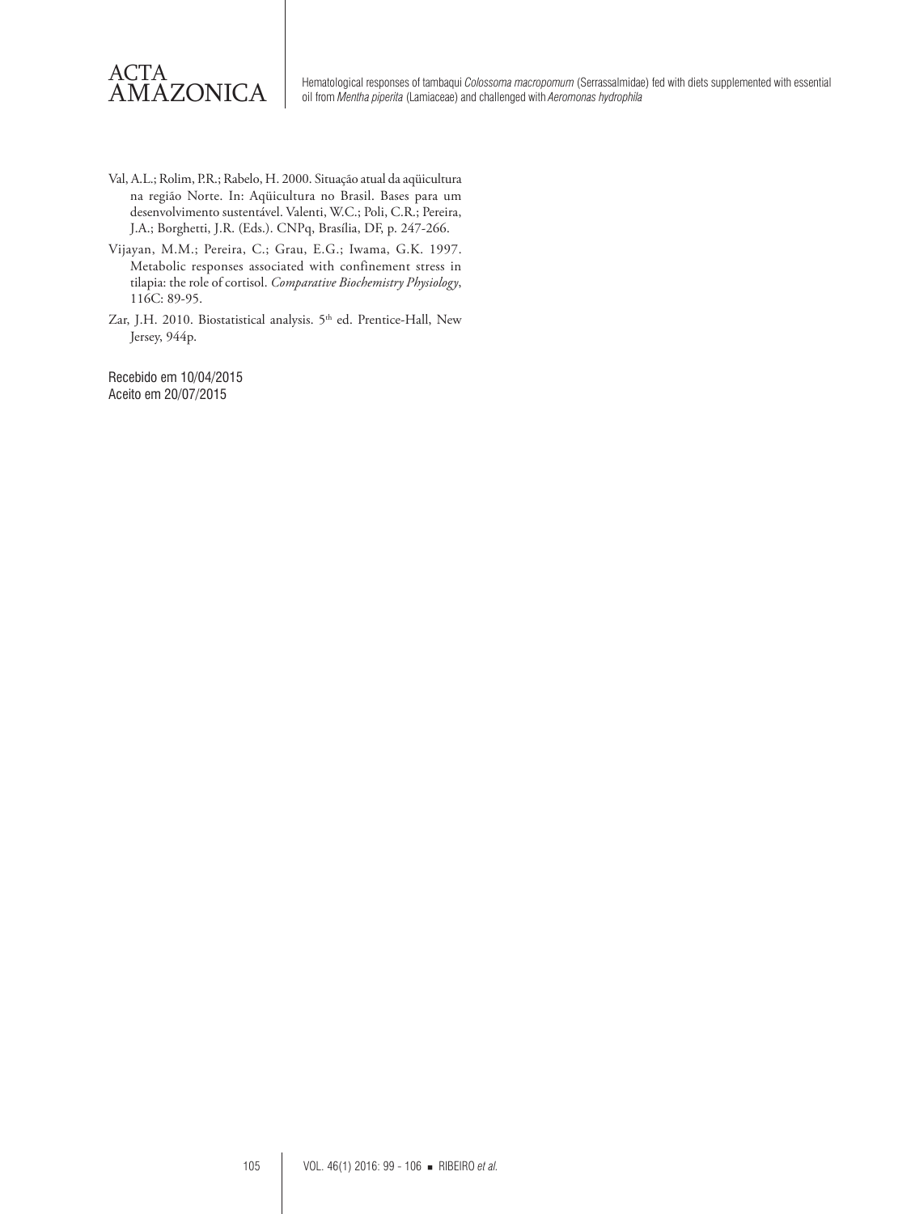Val, A.L.; Rolim, P.R.; Rabelo, H. 2000. Situação atual da aqüicultura na região Norte. In: Aqüicultura no Brasil. Bases para um desenvolvimento sustentável. Valenti, W.C.; Poli, C.R.; Pereira, J.A.; Borghetti, J.R. (Eds.). CNPq, Brasília, DF, p. 247-266.

Vijayan, M.M.; Pereira, C.; Grau, E.G.; Iwama, G.K. 1997. Metabolic responses associated with confinement stress in tilapia: the role of cortisol. *Comparative Biochemistry Physiology*, 116C: 89-95.

Zar, J.H. 2010. Biostatistical analysis. 5th ed. Prentice-Hall, New Jersey, 944p.

Recebido em 10/04/2015
Aceito em 20/07/2015